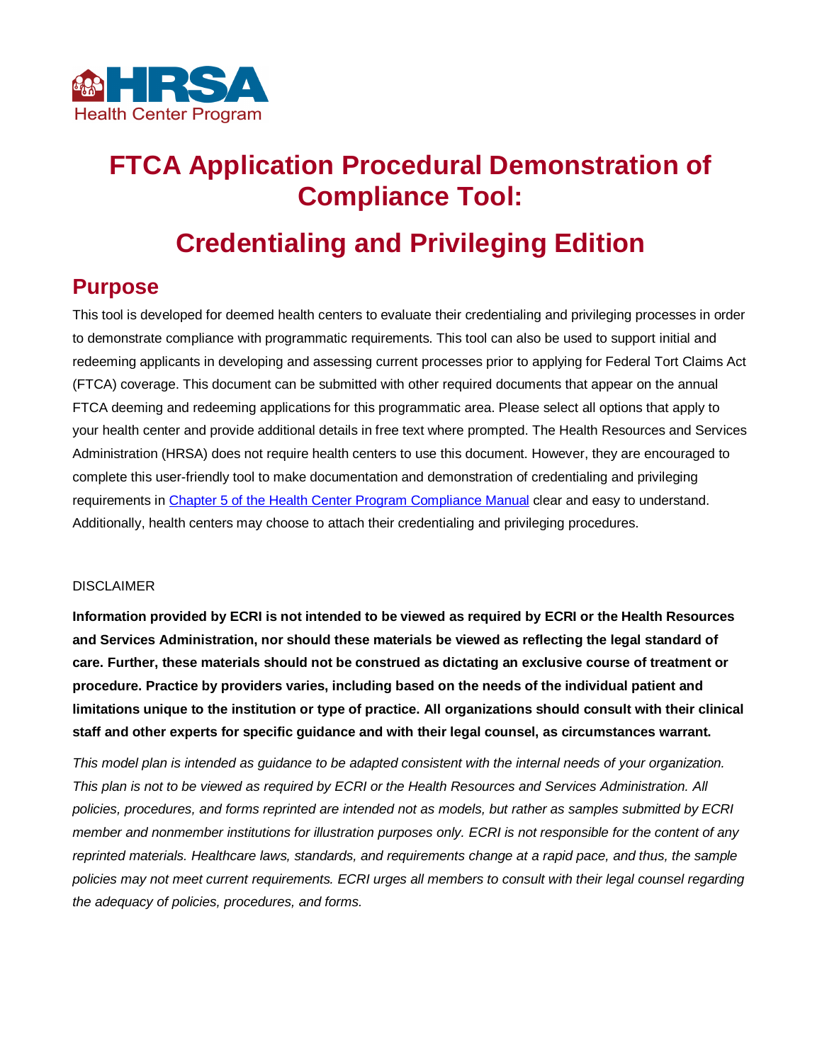HRSA Health Center Program

# FTCA Application Procedural Demonstration of Compliance Tool:

# Credentialing and Privileging Edition

## Purpose

This tool is developed for deemed health centers to evaluate their credentialing and privileging processes in order to demonstrate compliance with programmatic requirements. This tool can also be used to support initial and redeeming applicants in developing and assessing current processes prior to applying for Federal Tort Claims Act (FTCA) coverage. This document can be submitted with other required documents that appear on the annual FTCA deeming and redeeming applications for this programmatic area. Please select all options that apply to your health center and provide additional details in free text where prompted. The Health Resources and Services Administration (HRSA) does not require health centers to use this document. However, they are encouraged to complete this user-friendly tool to make documentation and demonstration of credentialing and privileging requirements in [Chapter 5 of the Health Center Program Compliance Manual] clear and easy to understand. Additionally, health centers may choose to attach their credentialing and privileging procedures.

DISCLAIMER

**Information provided by ECRI is not intended to be viewed as required by ECRI or the Health Resources and Services Administration, nor should these materials be viewed as reflecting the legal standard of care. Further, these materials should not be construed as dictating an exclusive course of treatment or procedure. Practice by providers varies, including based on the needs of the individual patient and limitations unique to the institution or type of practice. All organizations should consult with their clinical staff and other experts for specific guidance and with their legal counsel, as circumstances warrant.**

*This model plan is intended as guidance to be adapted consistent with the internal needs of your organization. This plan is not to be viewed as required by ECRI or the Health Resources and Services Administration. All policies, procedures, and forms reprinted are intended not as models, but rather as samples submitted by ECRI member and nonmember institutions for illustration purposes only. ECRI is not responsible for the content of any reprinted materials. Healthcare laws, standards, and requirements change at a rapid pace, and thus, the sample policies may not meet current requirements. ECRI urges all members to consult with their legal counsel regarding the adequacy of policies, procedures, and forms.*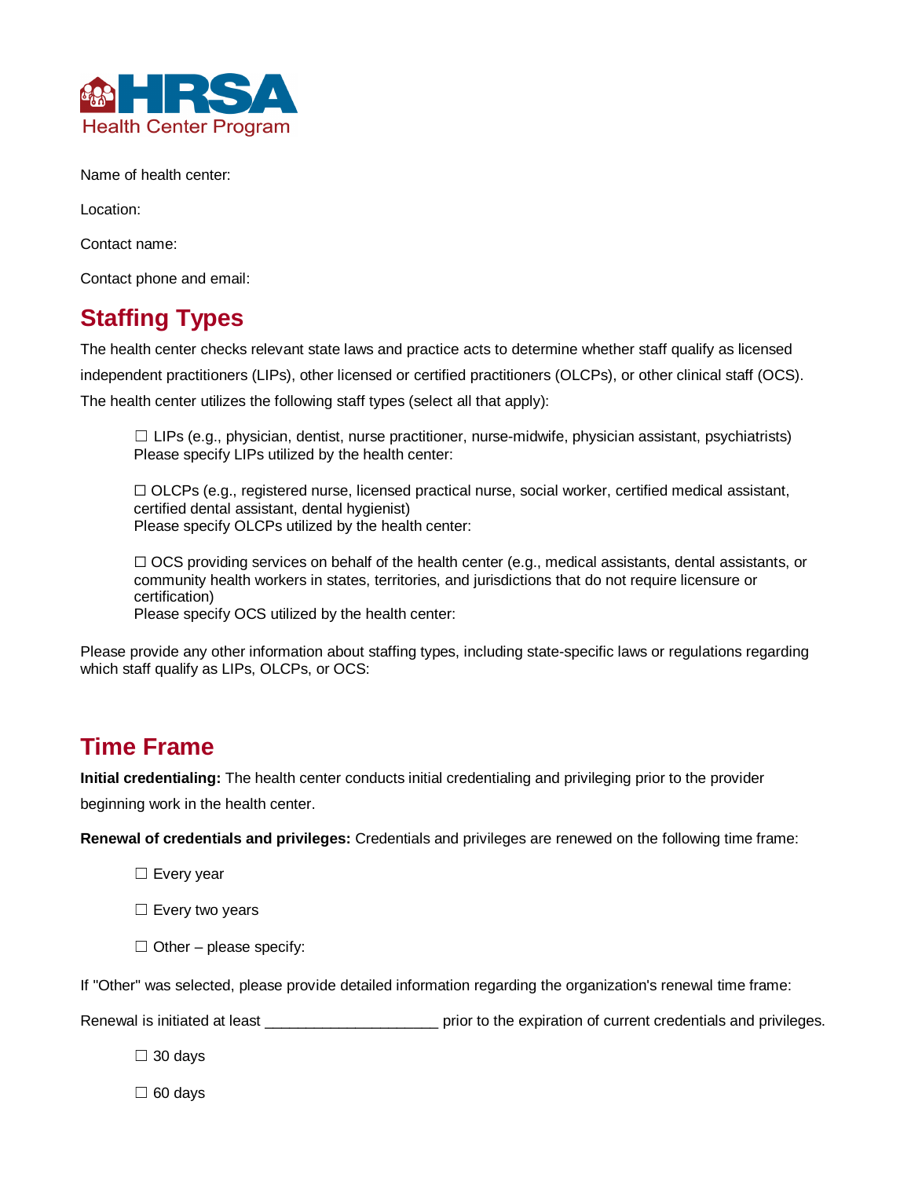Name of health center:

Location:

Contact name:

Contact phone and email:

## Staffing Types

The health center checks relevant state laws and practice acts to determine whether staff qualify as licensed independent practitioners (LIPs), other licensed or certified practitioners (OLCPs), or other clinical staff (OCS). The health center utilizes the following staff types (select all that apply):

☐ LIPs (e.g., physician, dentist, nurse practitioner, nurse-midwife, physician assistant, psychiatrists)
Please specify LIPs utilized by the health center:

☐ OLCPs (e.g., registered nurse, licensed practical nurse, social worker, certified medical assistant, certified dental assistant, dental hygienist)
Please specify OLCPs utilized by the health center:

☐ OCS providing services on behalf of the health center (e.g., medical assistants, dental assistants, or community health workers in states, territories, and jurisdictions that do not require licensure or certification)
Please specify OCS utilized by the health center:

Please provide any other information about staffing types, including state-specific laws or regulations regarding which staff qualify as LIPs, OLCPs, or OCS:

## Time Frame

**Initial credentialing:** The health center conducts initial credentialing and privileging prior to the provider beginning work in the health center.

**Renewal of credentials and privileges:** Credentials and privileges are renewed on the following time frame:

☐ Every year

☐ Every two years

☐ Other – please specify:

If "Other" was selected, please provide detailed information regarding the organization's renewal time frame:

Renewal is initiated at least ____________________ prior to the expiration of current credentials and privileges.

☐ 30 days

☐ 60 days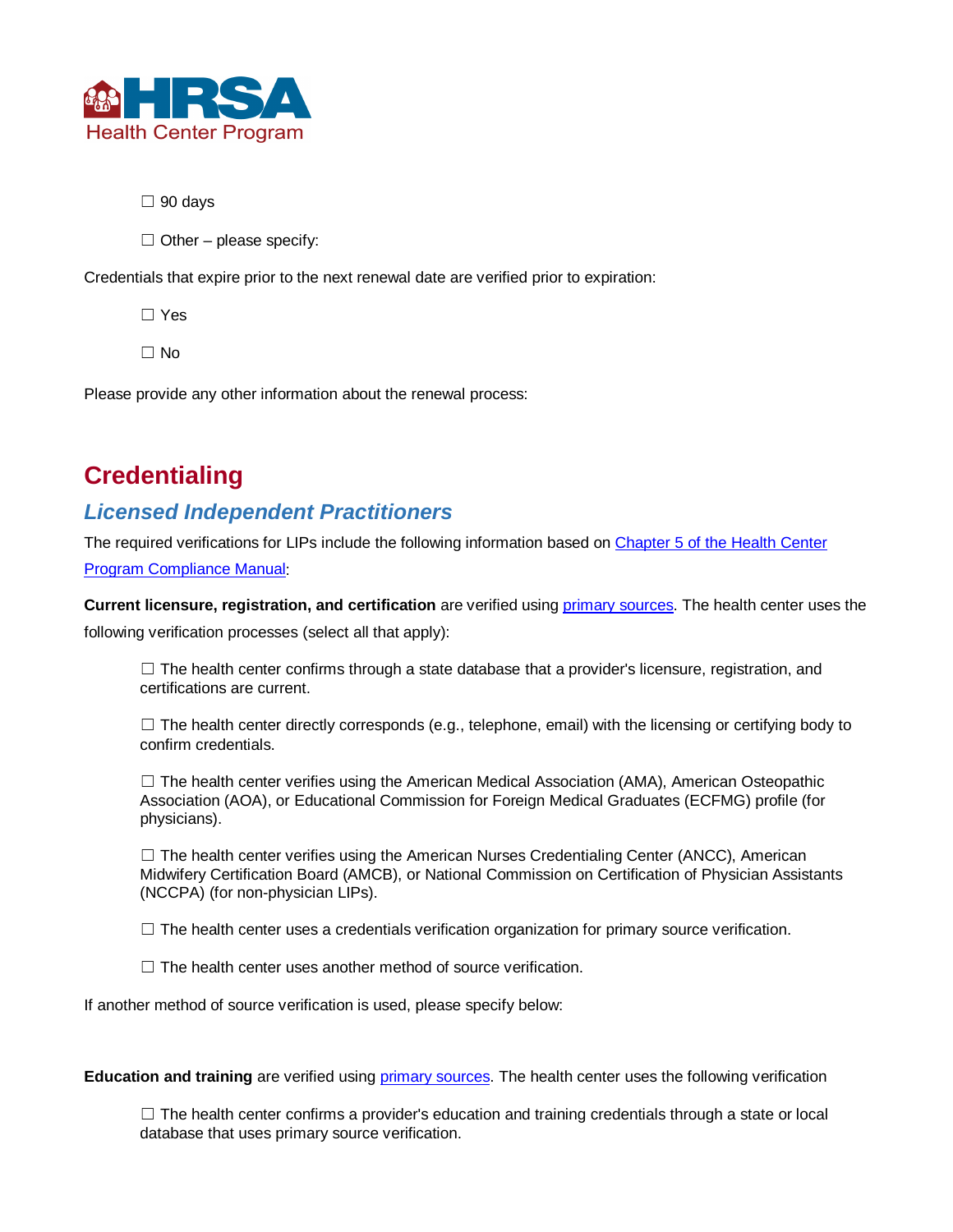☐ 90 days

☐ Other – please specify:

Credentials that expire prior to the next renewal date are verified prior to expiration:

☐ Yes

☐ No

Please provide any other information about the renewal process:

# Credentialing

## *Licensed Independent Practitioners*

The required verifications for LIPs include the following information based on [Chapter 5 of the Health Center Program Compliance Manual]:

**Current licensure, registration, and certification** are verified using [primary sources]. The health center uses the following verification processes (select all that apply):

☐ The health center confirms through a state database that a provider's licensure, registration, and certifications are current.

☐ The health center directly corresponds (e.g., telephone, email) with the licensing or certifying body to confirm credentials.

☐ The health center verifies using the American Medical Association (AMA), American Osteopathic Association (AOA), or Educational Commission for Foreign Medical Graduates (ECFMG) profile (for physicians).

☐ The health center verifies using the American Nurses Credentialing Center (ANCC), American Midwifery Certification Board (AMCB), or National Commission on Certification of Physician Assistants (NCCPA) (for non-physician LIPs).

☐ The health center uses a credentials verification organization for primary source verification.

☐ The health center uses another method of source verification.

If another method of source verification is used, please specify below:

**Education and training** are verified using [primary sources]. The health center uses the following verification

☐ The health center confirms a provider's education and training credentials through a state or local database that uses primary source verification.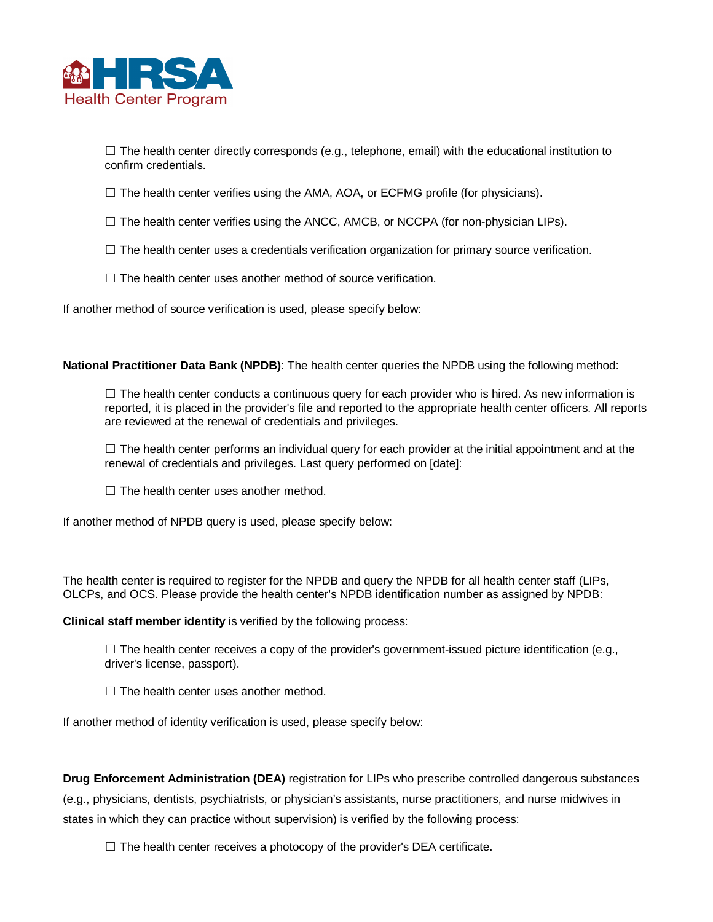☐ The health center directly corresponds (e.g., telephone, email) with the educational institution to confirm credentials.

☐ The health center verifies using the AMA, AOA, or ECFMG profile (for physicians).

☐ The health center verifies using the ANCC, AMCB, or NCCPA (for non-physician LIPs).

☐ The health center uses a credentials verification organization for primary source verification.

☐ The health center uses another method of source verification.

If another method of source verification is used, please specify below:

**National Practitioner Data Bank (NPDB)**: The health center queries the NPDB using the following method:

☐ The health center conducts a continuous query for each provider who is hired. As new information is reported, it is placed in the provider's file and reported to the appropriate health center officers. All reports are reviewed at the renewal of credentials and privileges.

☐ The health center performs an individual query for each provider at the initial appointment and at the renewal of credentials and privileges. Last query performed on [date]:

☐ The health center uses another method.

If another method of NPDB query is used, please specify below:

The health center is required to register for the NPDB and query the NPDB for all health center staff (LIPs, OLCPs, and OCS. Please provide the health center's NPDB identification number as assigned by NPDB:

**Clinical staff member identity** is verified by the following process:

☐ The health center receives a copy of the provider's government-issued picture identification (e.g., driver's license, passport).

☐ The health center uses another method.

If another method of identity verification is used, please specify below:

**Drug Enforcement Administration (DEA)** registration for LIPs who prescribe controlled dangerous substances (e.g., physicians, dentists, psychiatrists, or physician's assistants, nurse practitioners, and nurse midwives in states in which they can practice without supervision) is verified by the following process:

☐ The health center receives a photocopy of the provider's DEA certificate.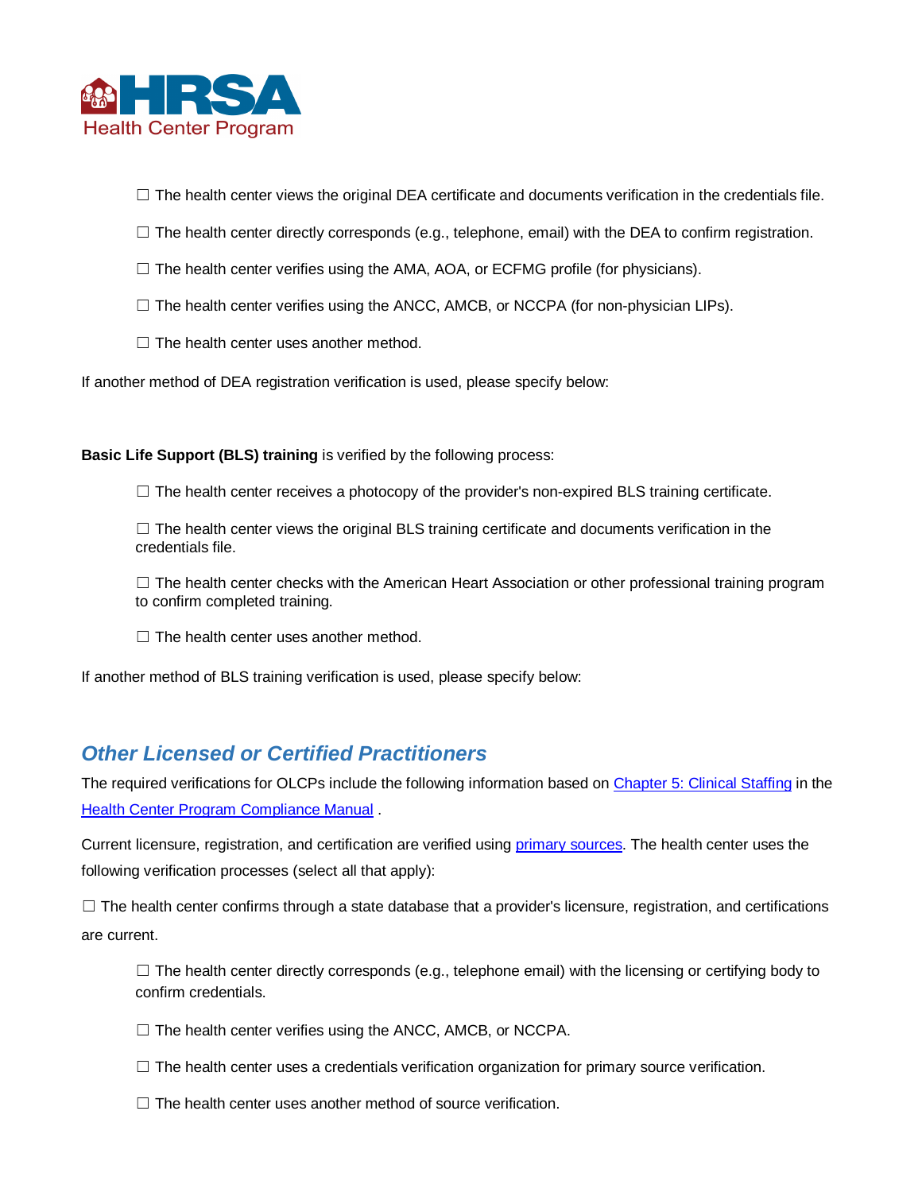☐ The health center views the original DEA certificate and documents verification in the credentials file.

☐ The health center directly corresponds (e.g., telephone, email) with the DEA to confirm registration.

☐ The health center verifies using the AMA, AOA, or ECFMG profile (for physicians).

☐ The health center verifies using the ANCC, AMCB, or NCCPA (for non-physician LIPs).

☐ The health center uses another method.

If another method of DEA registration verification is used, please specify below:

**Basic Life Support (BLS) training** is verified by the following process:

☐ The health center receives a photocopy of the provider's non-expired BLS training certificate.

☐ The health center views the original BLS training certificate and documents verification in the credentials file.

☐ The health center checks with the American Heart Association or other professional training program to confirm completed training.

☐ The health center uses another method.

If another method of BLS training verification is used, please specify below:

## *Other Licensed or Certified Practitioners*

The required verifications for OLCPs include the following information based on [Chapter 5: Clinical Staffing](#) in the [Health Center Program Compliance Manual](#) .

Current licensure, registration, and certification are verified using [primary sources](#). The health center uses the following verification processes (select all that apply):

☐ The health center confirms through a state database that a provider's licensure, registration, and certifications are current.

☐ The health center directly corresponds (e.g., telephone email) with the licensing or certifying body to confirm credentials.

☐ The health center verifies using the ANCC, AMCB, or NCCPA.

☐ The health center uses a credentials verification organization for primary source verification.

☐ The health center uses another method of source verification.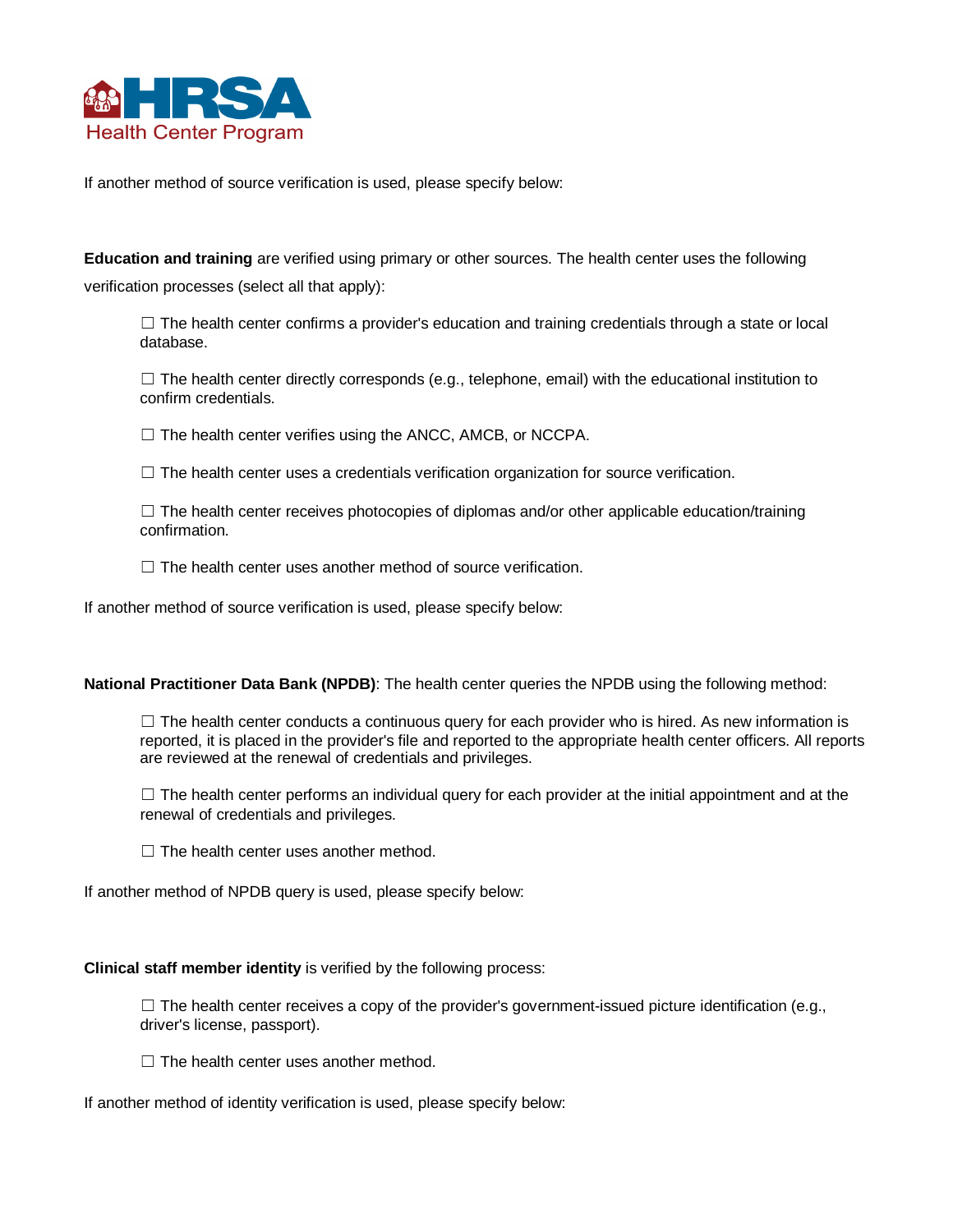If another method of source verification is used, please specify below:

**Education and training** are verified using primary or other sources. The health center uses the following verification processes (select all that apply):

☐ The health center confirms a provider's education and training credentials through a state or local database.

☐ The health center directly corresponds (e.g., telephone, email) with the educational institution to confirm credentials.

☐ The health center verifies using the ANCC, AMCB, or NCCPA.

☐ The health center uses a credentials verification organization for source verification.

☐ The health center receives photocopies of diplomas and/or other applicable education/training confirmation.

☐ The health center uses another method of source verification.

If another method of source verification is used, please specify below:

**National Practitioner Data Bank (NPDB)**: The health center queries the NPDB using the following method:

☐ The health center conducts a continuous query for each provider who is hired. As new information is reported, it is placed in the provider's file and reported to the appropriate health center officers. All reports are reviewed at the renewal of credentials and privileges.

☐ The health center performs an individual query for each provider at the initial appointment and at the renewal of credentials and privileges.

☐ The health center uses another method.

If another method of NPDB query is used, please specify below:

**Clinical staff member identity** is verified by the following process:

☐ The health center receives a copy of the provider's government-issued picture identification (e.g., driver's license, passport).

☐ The health center uses another method.

If another method of identity verification is used, please specify below: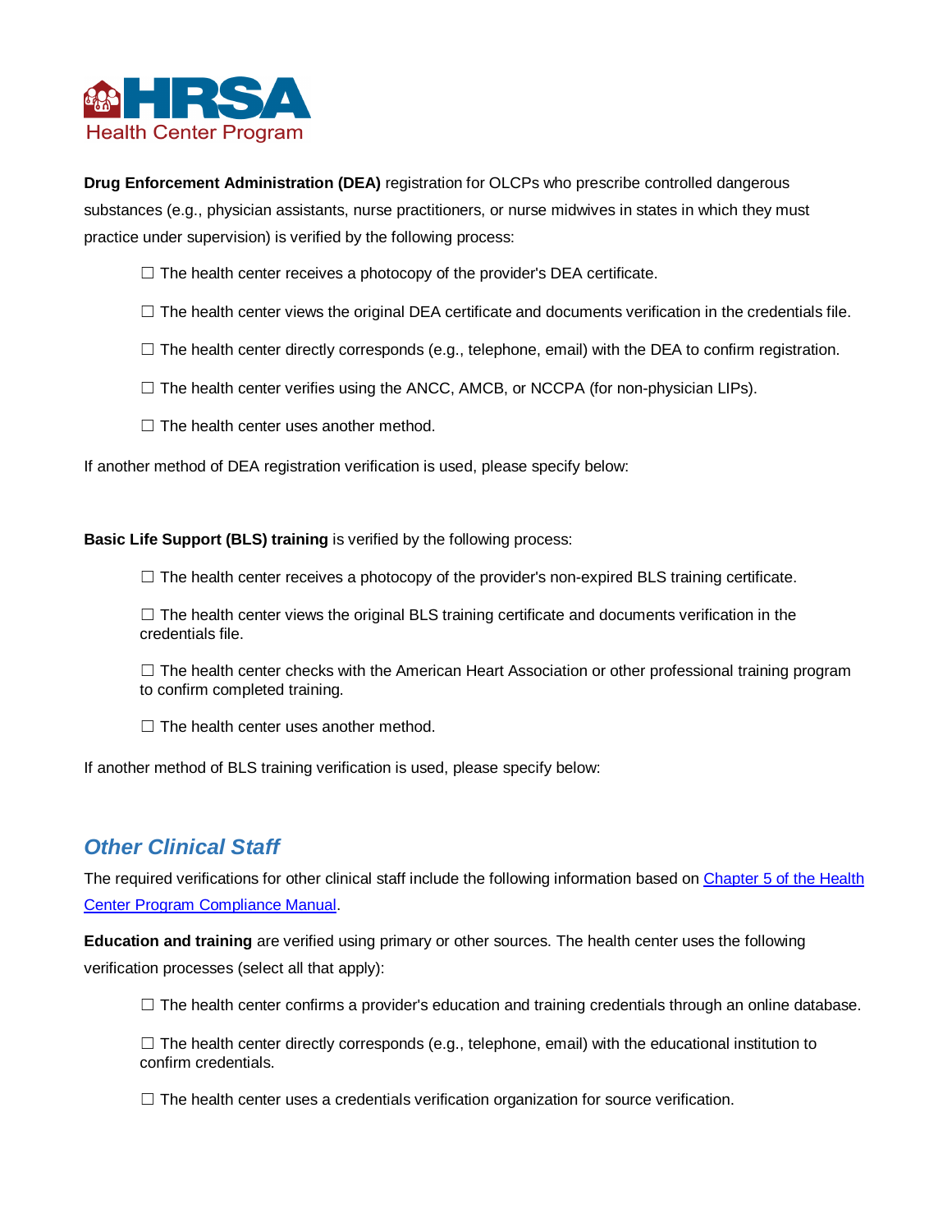**Drug Enforcement Administration (DEA)** registration for OLCPs who prescribe controlled dangerous substances (e.g., physician assistants, nurse practitioners, or nurse midwives in states in which they must practice under supervision) is verified by the following process:

- ☐ The health center receives a photocopy of the provider's DEA certificate.
- ☐ The health center views the original DEA certificate and documents verification in the credentials file.
- ☐ The health center directly corresponds (e.g., telephone, email) with the DEA to confirm registration.
- ☐ The health center verifies using the ANCC, AMCB, or NCCPA (for non-physician LIPs).
- ☐ The health center uses another method.

If another method of DEA registration verification is used, please specify below:

**Basic Life Support (BLS) training** is verified by the following process:

- ☐ The health center receives a photocopy of the provider's non-expired BLS training certificate.
- ☐ The health center views the original BLS training certificate and documents verification in the credentials file.
- ☐ The health center checks with the American Heart Association or other professional training program to confirm completed training.
- ☐ The health center uses another method.

If another method of BLS training verification is used, please specify below:

## *Other Clinical Staff*

The required verifications for other clinical staff include the following information based on [Chapter 5 of the Health Center Program Compliance Manual](#).

**Education and training** are verified using primary or other sources. The health center uses the following verification processes (select all that apply):

- ☐ The health center confirms a provider's education and training credentials through an online database.
- ☐ The health center directly corresponds (e.g., telephone, email) with the educational institution to confirm credentials.
- ☐ The health center uses a credentials verification organization for source verification.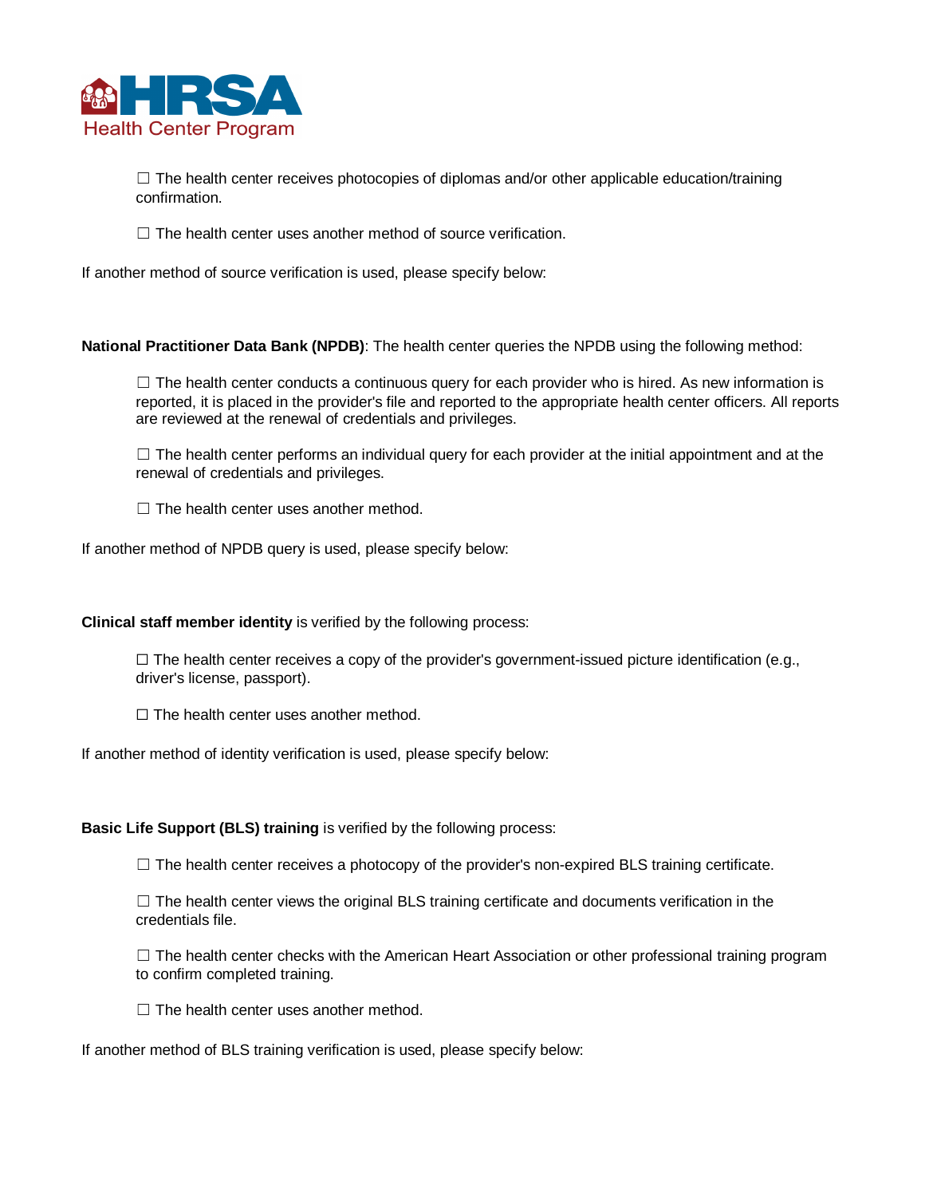☐ The health center receives photocopies of diplomas and/or other applicable education/training confirmation.

☐ The health center uses another method of source verification.

If another method of source verification is used, please specify below:

**National Practitioner Data Bank (NPDB)**: The health center queries the NPDB using the following method:

☐ The health center conducts a continuous query for each provider who is hired. As new information is reported, it is placed in the provider's file and reported to the appropriate health center officers. All reports are reviewed at the renewal of credentials and privileges.

☐ The health center performs an individual query for each provider at the initial appointment and at the renewal of credentials and privileges.

☐ The health center uses another method.

If another method of NPDB query is used, please specify below:

**Clinical staff member identity** is verified by the following process:

☐ The health center receives a copy of the provider's government-issued picture identification (e.g., driver's license, passport).

☐ The health center uses another method.

If another method of identity verification is used, please specify below:

**Basic Life Support (BLS) training** is verified by the following process:

☐ The health center receives a photocopy of the provider's non-expired BLS training certificate.

☐ The health center views the original BLS training certificate and documents verification in the credentials file.

☐ The health center checks with the American Heart Association or other professional training program to confirm completed training.

☐ The health center uses another method.

If another method of BLS training verification is used, please specify below: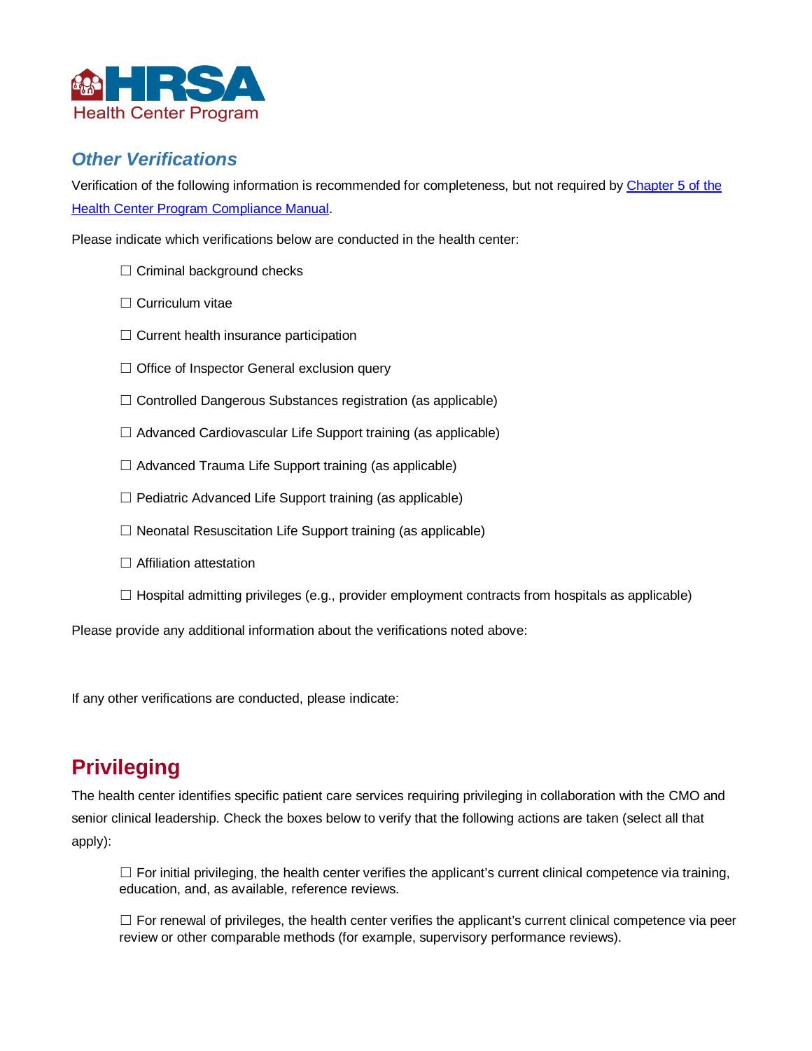### *Other Verifications*

Verification of the following information is recommended for completeness, but not required by [Chapter 5 of the Health Center Program Compliance Manual](#).

Please indicate which verifications below are conducted in the health center:

- ☐ Criminal background checks
- ☐ Curriculum vitae
- ☐ Current health insurance participation
- ☐ Office of Inspector General exclusion query
- ☐ Controlled Dangerous Substances registration (as applicable)
- ☐ Advanced Cardiovascular Life Support training (as applicable)
- ☐ Advanced Trauma Life Support training (as applicable)
- ☐ Pediatric Advanced Life Support training (as applicable)
- ☐ Neonatal Resuscitation Life Support training (as applicable)
- ☐ Affiliation attestation
- ☐ Hospital admitting privileges (e.g., provider employment contracts from hospitals as applicable)

Please provide any additional information about the verifications noted above:

If any other verifications are conducted, please indicate:

## Privileging

The health center identifies specific patient care services requiring privileging in collaboration with the CMO and senior clinical leadership. Check the boxes below to verify that the following actions are taken (select all that apply):

- ☐ For initial privileging, the health center verifies the applicant's current clinical competence via training, education, and, as available, reference reviews.
- ☐ For renewal of privileges, the health center verifies the applicant's current clinical competence via peer review or other comparable methods (for example, supervisory performance reviews).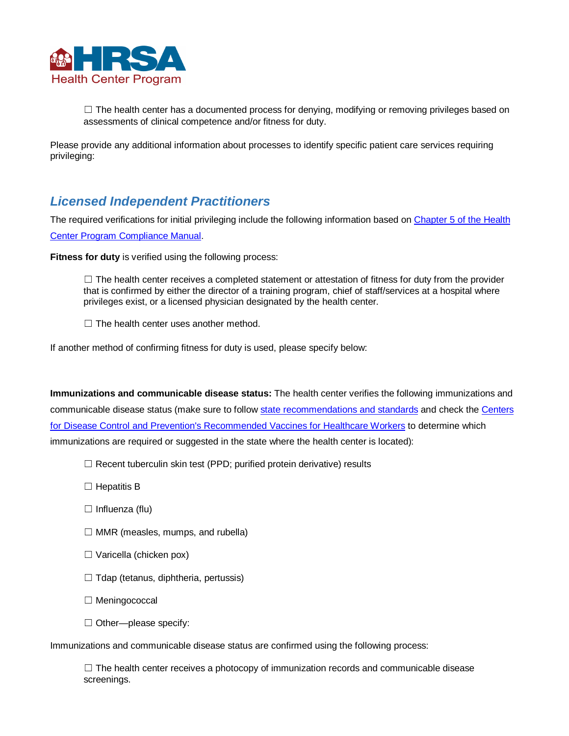☐ The health center has a documented process for denying, modifying or removing privileges based on assessments of clinical competence and/or fitness for duty.

Please provide any additional information about processes to identify specific patient care services requiring privileging:

## *Licensed Independent Practitioners*

The required verifications for initial privileging include the following information based on [Chapter 5 of the Health Center Program Compliance Manual](#).

**Fitness for duty** is verified using the following process:

☐ The health center receives a completed statement or attestation of fitness for duty from the provider that is confirmed by either the director of a training program, chief of staff/services at a hospital where privileges exist, or a licensed physician designated by the health center.

☐ The health center uses another method.

If another method of confirming fitness for duty is used, please specify below:

**Immunizations and communicable disease status:** The health center verifies the following immunizations and communicable disease status (make sure to follow [state recommendations and standards](#) and check the [Centers for Disease Control and Prevention's Recommended Vaccines for Healthcare Workers](#) to determine which immunizations are required or suggested in the state where the health center is located):

☐ Recent tuberculin skin test (PPD; purified protein derivative) results

☐ Hepatitis B

☐ Influenza (flu)

☐ MMR (measles, mumps, and rubella)

☐ Varicella (chicken pox)

☐ Tdap (tetanus, diphtheria, pertussis)

☐ Meningococcal

☐ Other—please specify:

Immunizations and communicable disease status are confirmed using the following process:

☐ The health center receives a photocopy of immunization records and communicable disease screenings.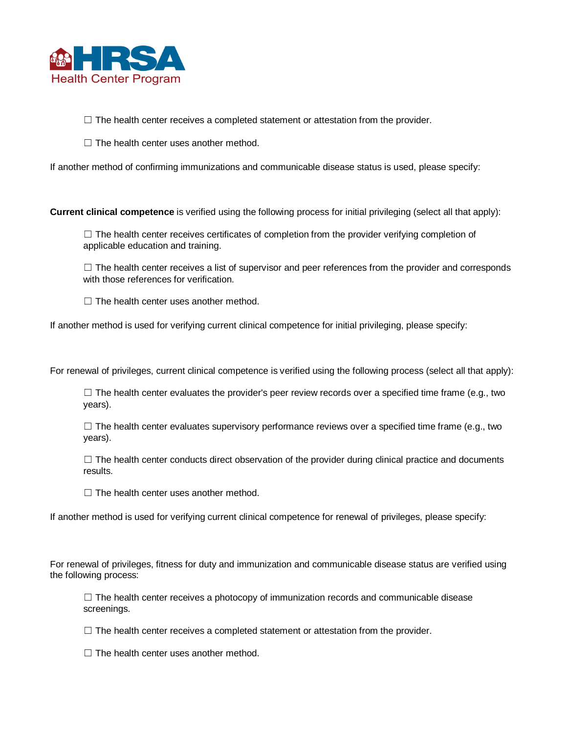☐ The health center receives a completed statement or attestation from the provider.

☐ The health center uses another method.

If another method of confirming immunizations and communicable disease status is used, please specify:

**Current clinical competence** is verified using the following process for initial privileging (select all that apply):

☐ The health center receives certificates of completion from the provider verifying completion of applicable education and training.

☐ The health center receives a list of supervisor and peer references from the provider and corresponds with those references for verification.

☐ The health center uses another method.

If another method is used for verifying current clinical competence for initial privileging, please specify:

For renewal of privileges, current clinical competence is verified using the following process (select all that apply):

☐ The health center evaluates the provider's peer review records over a specified time frame (e.g., two years).

☐ The health center evaluates supervisory performance reviews over a specified time frame (e.g., two years).

☐ The health center conducts direct observation of the provider during clinical practice and documents results.

☐ The health center uses another method.

If another method is used for verifying current clinical competence for renewal of privileges, please specify:

For renewal of privileges, fitness for duty and immunization and communicable disease status are verified using the following process:

☐ The health center receives a photocopy of immunization records and communicable disease screenings.

☐ The health center receives a completed statement or attestation from the provider.

☐ The health center uses another method.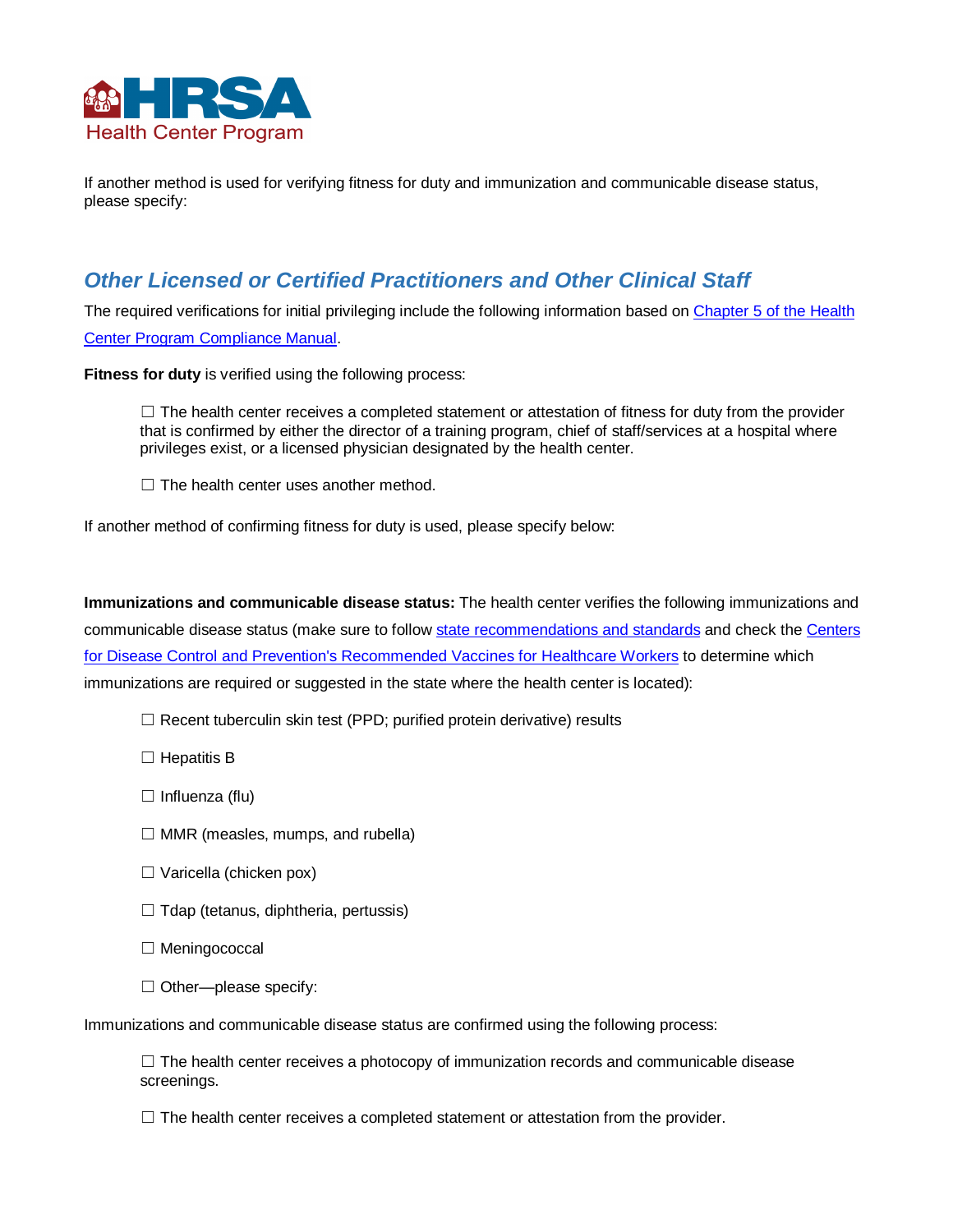If another method is used for verifying fitness for duty and immunization and communicable disease status, please specify:

## *Other Licensed or Certified Practitioners and Other Clinical Staff*

The required verifications for initial privileging include the following information based on [Chapter 5 of the Health Center Program Compliance Manual](#).

**Fitness for duty** is verified using the following process:

> ☐ The health center receives a completed statement or attestation of fitness for duty from the provider that is confirmed by either the director of a training program, chief of staff/services at a hospital where privileges exist, or a licensed physician designated by the health center.
>
> ☐ The health center uses another method.

If another method of confirming fitness for duty is used, please specify below:

**Immunizations and communicable disease status:** The health center verifies the following immunizations and communicable disease status (make sure to follow [state recommendations and standards](#) and check the [Centers for Disease Control and Prevention's Recommended Vaccines for Healthcare Workers](#) to determine which immunizations are required or suggested in the state where the health center is located):

> ☐ Recent tuberculin skin test (PPD; purified protein derivative) results
>
> ☐ Hepatitis B
>
> ☐ Influenza (flu)
>
> ☐ MMR (measles, mumps, and rubella)
>
> ☐ Varicella (chicken pox)
>
> ☐ Tdap (tetanus, diphtheria, pertussis)
>
> ☐ Meningococcal
>
> ☐ Other—please specify:

Immunizations and communicable disease status are confirmed using the following process:

> ☐ The health center receives a photocopy of immunization records and communicable disease screenings.
>
> ☐ The health center receives a completed statement or attestation from the provider.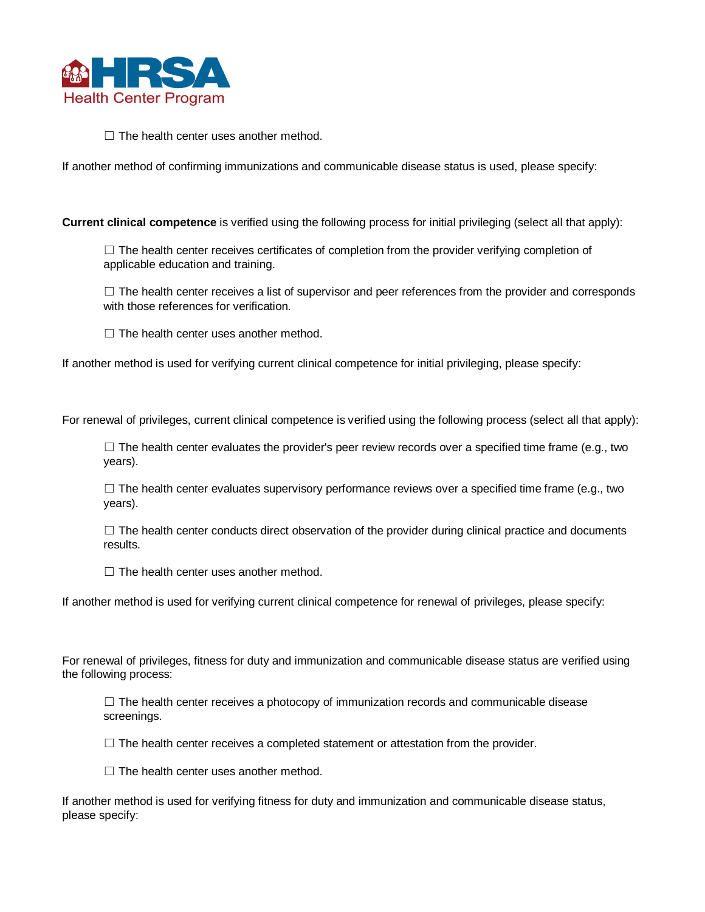☐ The health center uses another method.

If another method of confirming immunizations and communicable disease status is used, please specify:

**Current clinical competence** is verified using the following process for initial privileging (select all that apply):

☐ The health center receives certificates of completion from the provider verifying completion of applicable education and training.

☐ The health center receives a list of supervisor and peer references from the provider and corresponds with those references for verification.

☐ The health center uses another method.

If another method is used for verifying current clinical competence for initial privileging, please specify:

For renewal of privileges, current clinical competence is verified using the following process (select all that apply):

☐ The health center evaluates the provider's peer review records over a specified time frame (e.g., two years).

☐ The health center evaluates supervisory performance reviews over a specified time frame (e.g., two years).

☐ The health center conducts direct observation of the provider during clinical practice and documents results.

☐ The health center uses another method.

If another method is used for verifying current clinical competence for renewal of privileges, please specify:

For renewal of privileges, fitness for duty and immunization and communicable disease status are verified using the following process:

☐ The health center receives a photocopy of immunization records and communicable disease screenings.

☐ The health center receives a completed statement or attestation from the provider.

☐ The health center uses another method.

If another method is used for verifying fitness for duty and immunization and communicable disease status, please specify: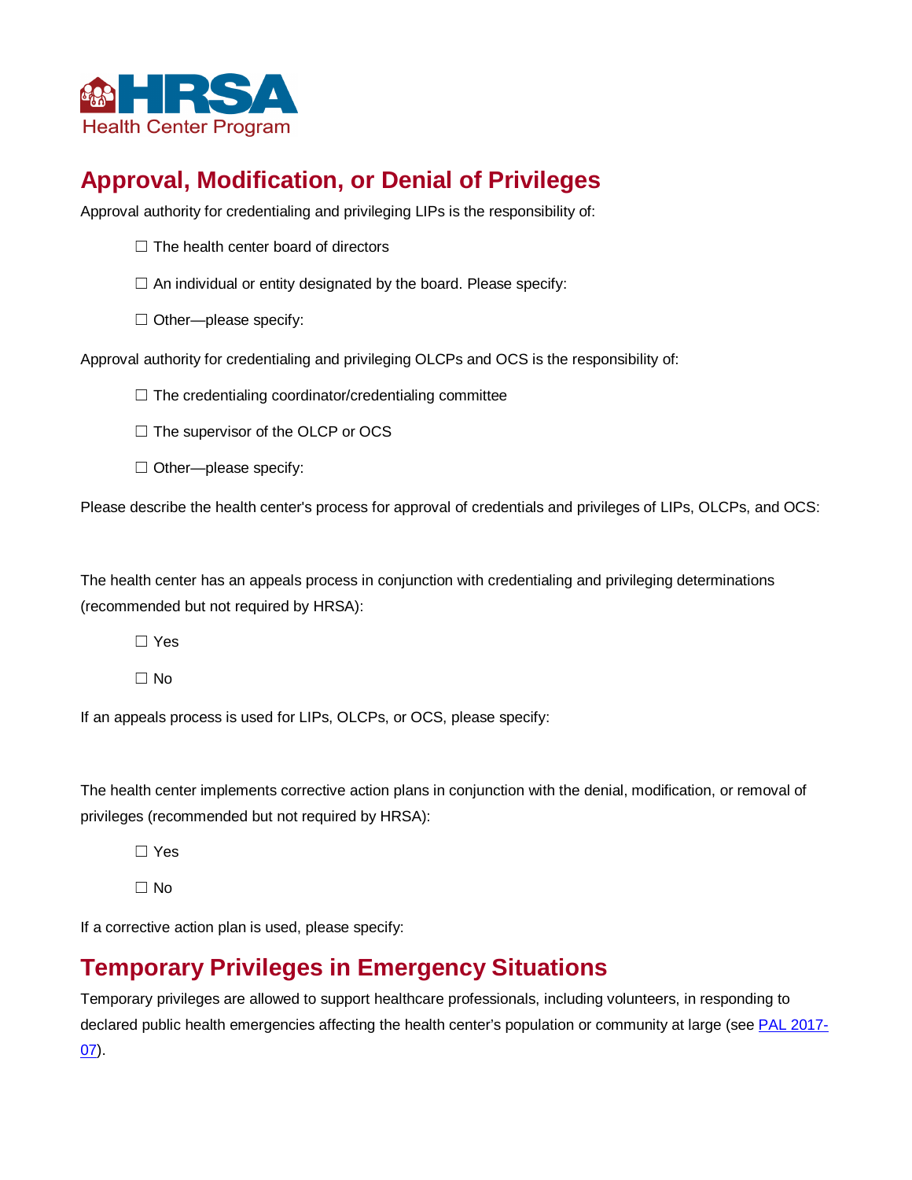## Approval, Modification, or Denial of Privileges

Approval authority for credentialing and privileging LIPs is the responsibility of:

☐ The health center board of directors

☐ An individual or entity designated by the board. Please specify:

☐ Other—please specify:

Approval authority for credentialing and privileging OLCPs and OCS is the responsibility of:

☐ The credentialing coordinator/credentialing committee

☐ The supervisor of the OLCP or OCS

☐ Other—please specify:

Please describe the health center's process for approval of credentials and privileges of LIPs, OLCPs, and OCS:

The health center has an appeals process in conjunction with credentialing and privileging determinations (recommended but not required by HRSA):

☐ Yes

☐ No

If an appeals process is used for LIPs, OLCPs, or OCS, please specify:

The health center implements corrective action plans in conjunction with the denial, modification, or removal of privileges (recommended but not required by HRSA):

☐ Yes

☐ No

If a corrective action plan is used, please specify:

## Temporary Privileges in Emergency Situations

Temporary privileges are allowed to support healthcare professionals, including volunteers, in responding to declared public health emergencies affecting the health center's population or community at large (see PAL 2017-07).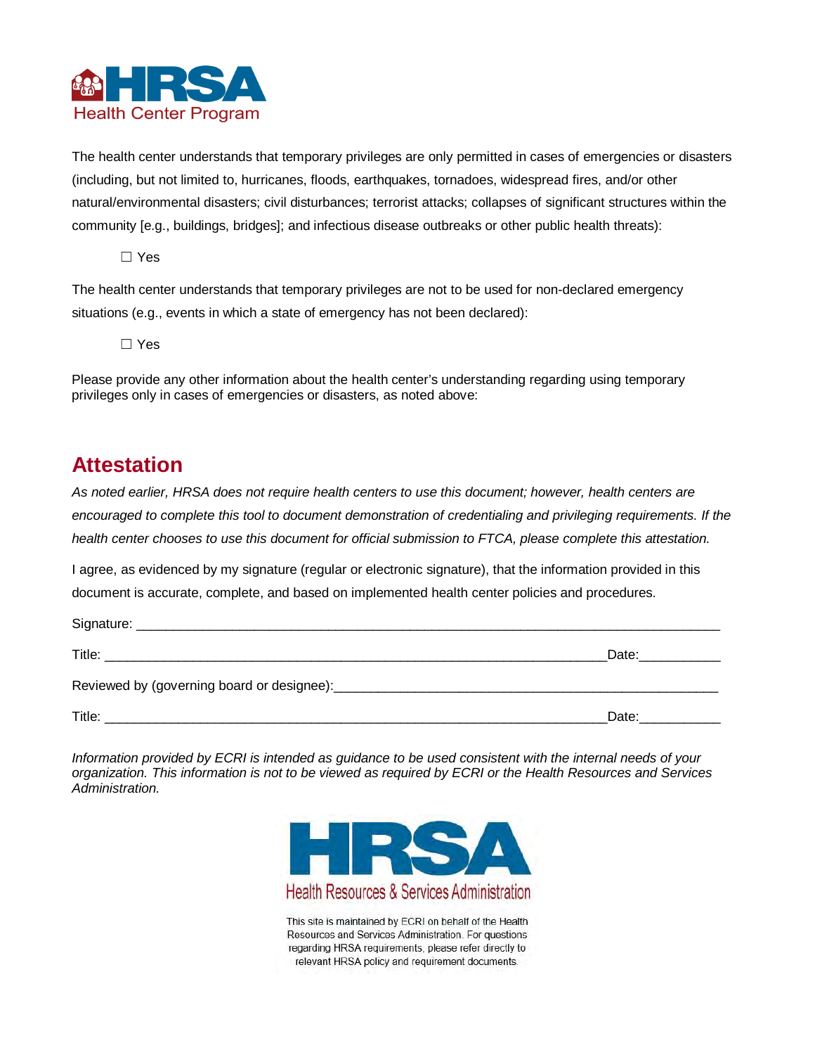The health center understands that temporary privileges are only permitted in cases of emergencies or disasters (including, but not limited to, hurricanes, floods, earthquakes, tornadoes, widespread fires, and/or other natural/environmental disasters; civil disturbances; terrorist attacks; collapses of significant structures within the community [e.g., buildings, bridges]; and infectious disease outbreaks or other public health threats):

☐ Yes

The health center understands that temporary privileges are not to be used for non-declared emergency situations (e.g., events in which a state of emergency has not been declared):

☐ Yes

Please provide any other information about the health center's understanding regarding using temporary privileges only in cases of emergencies or disasters, as noted above:

## Attestation

*As noted earlier, HRSA does not require health centers to use this document; however, health centers are encouraged to complete this tool to document demonstration of credentialing and privileging requirements. If the health center chooses to use this document for official submission to FTCA, please complete this attestation.*

I agree, as evidenced by my signature (regular or electronic signature), that the information provided in this document is accurate, complete, and based on implemented health center policies and procedures.

Signature: ______________________________________________________________________________

Title: _________________________________________________________________ Date:___________

Reviewed by (governing board or designee):__________________________________________________

Title: _________________________________________________________________ Date:___________

*Information provided by ECRI is intended as guidance to be used consistent with the internal needs of your organization. This information is not to be viewed as required by ECRI or the Health Resources and Services Administration.*

HRSA
Health Resources & Services Administration

This site is maintained by ECRI on behalf of the Health Resources and Services Administration. For questions regarding HRSA requirements, please refer directly to relevant HRSA policy and requirement documents.